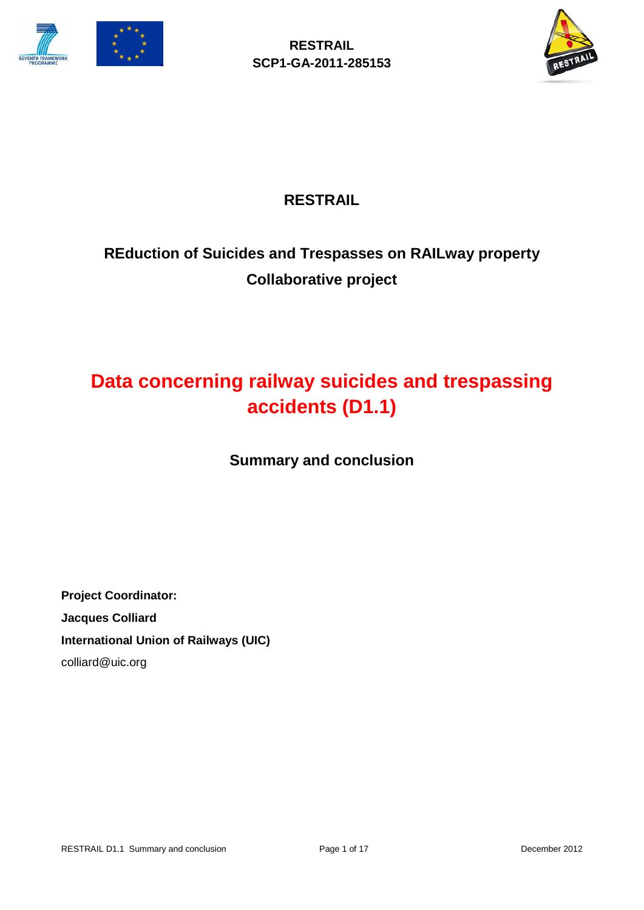RESTRAIL
SCP1-GA-2011-285153

# RESTRAIL

## REduction of Suicides and Trespasses on RAILway property
## Collaborative project

# Data concerning railway suicides and trespassing accidents (D1.1)

## Summary and conclusion

**Project Coordinator:**
**Jacques Colliard**
**International Union of Railways (UIC)**
colliard@uic.org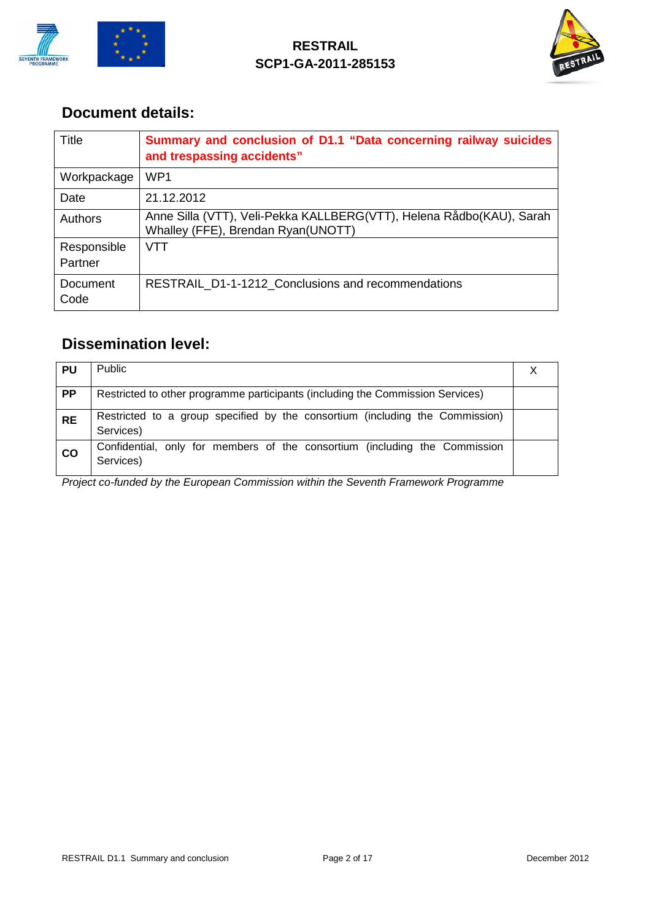## Document details:

| Title | **Summary and conclusion of D1.1 "Data concerning railway suicides and trespassing accidents"** |
|---|---|
| Workpackage | WP1 |
| Date | 21.12.2012 |
| Authors | Anne Silla (VTT), Veli-Pekka KALLBERG(VTT), Helena Rådbo(KAU), Sarah Whalley (FFE), Brendan Ryan(UNOTT) |
| Responsible Partner | VTT |
| Document Code | RESTRAIL_D1-1-1212_Conclusions and recommendations |

## Dissemination level:

| | | |
|---|---|---|
| **PU** | Public | X |
| **PP** | Restricted to other programme participants (including the Commission Services) | |
| **RE** | Restricted to a group specified by the consortium (including the Commission) Services) | |
| **CO** | Confidential, only for members of the consortium (including the Commission Services) | |

*Project co-funded by the European Commission within the Seventh Framework Programme*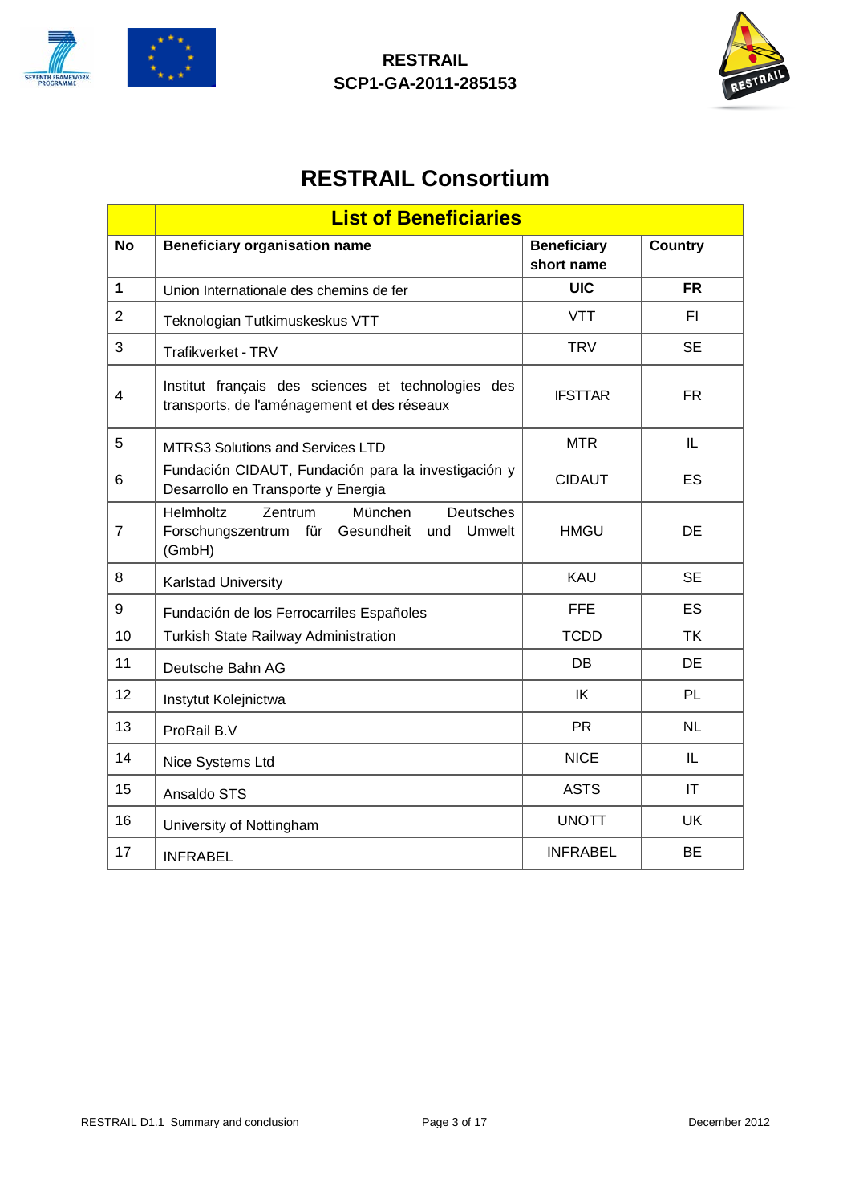# RESTRAIL Consortium

| | List of Beneficiaries | | |
|---|---|---|---|
| **No** | **Beneficiary organisation name** | **Beneficiary short name** | **Country** |
| **1** | Union Internationale des chemins de fer | **UIC** | **FR** |
| 2 | Teknologian Tutkimuskeskus VTT | VTT | FI |
| 3 | Trafikverket - TRV | TRV | SE |
| 4 | Institut français des sciences et technologies des transports, de l'aménagement et des réseaux | IFSTTAR | FR |
| 5 | MTRS3 Solutions and Services LTD | MTR | IL |
| 6 | Fundación CIDAUT, Fundación para la investigación y Desarrollo en Transporte y Energia | CIDAUT | ES |
| 7 | Helmholtz Zentrum München Deutsches Forschungszentrum für Gesundheit und Umwelt (GmbH) | HMGU | DE |
| 8 | Karlstad University | KAU | SE |
| 9 | Fundación de los Ferrocarriles Españoles | FFE | ES |
| 10 | Turkish State Railway Administration | TCDD | TK |
| 11 | Deutsche Bahn AG | DB | DE |
| 12 | Instytut Kolejnictwa | IK | PL |
| 13 | ProRail B.V | PR | NL |
| 14 | Nice Systems Ltd | NICE | IL |
| 15 | Ansaldo STS | ASTS | IT |
| 16 | University of Nottingham | UNOTT | UK |
| 17 | INFRABEL | INFRABEL | BE |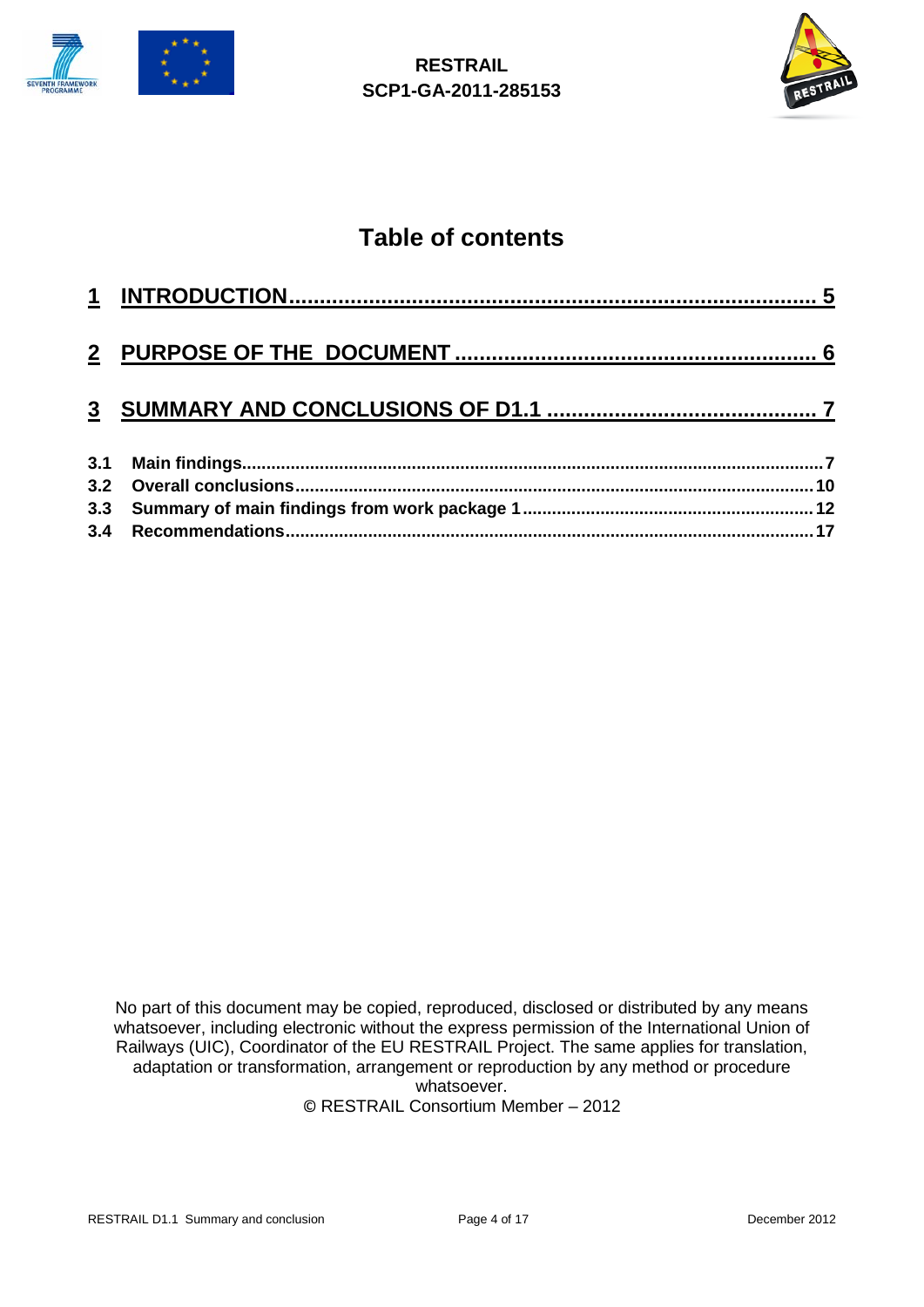# Table of contents

1 INTRODUCTION ........................................................................................ 5

2 PURPOSE OF THE DOCUMENT ........................................................... 6

3 SUMMARY AND CONCLUSIONS OF D1.1 ............................................ 7

3.1 Main findings ........................................................................................ 7

3.2 Overall conclusions ............................................................................. 10

3.3 Summary of main findings from work package 1 ................................ 12

3.4 Recommendations ............................................................................... 17

No part of this document may be copied, reproduced, disclosed or distributed by any means whatsoever, including electronic without the express permission of the International Union of Railways (UIC), Coordinator of the EU RESTRAIL Project. The same applies for translation, adaptation or transformation, arrangement or reproduction by any method or procedure whatsoever.

© RESTRAIL Consortium Member – 2012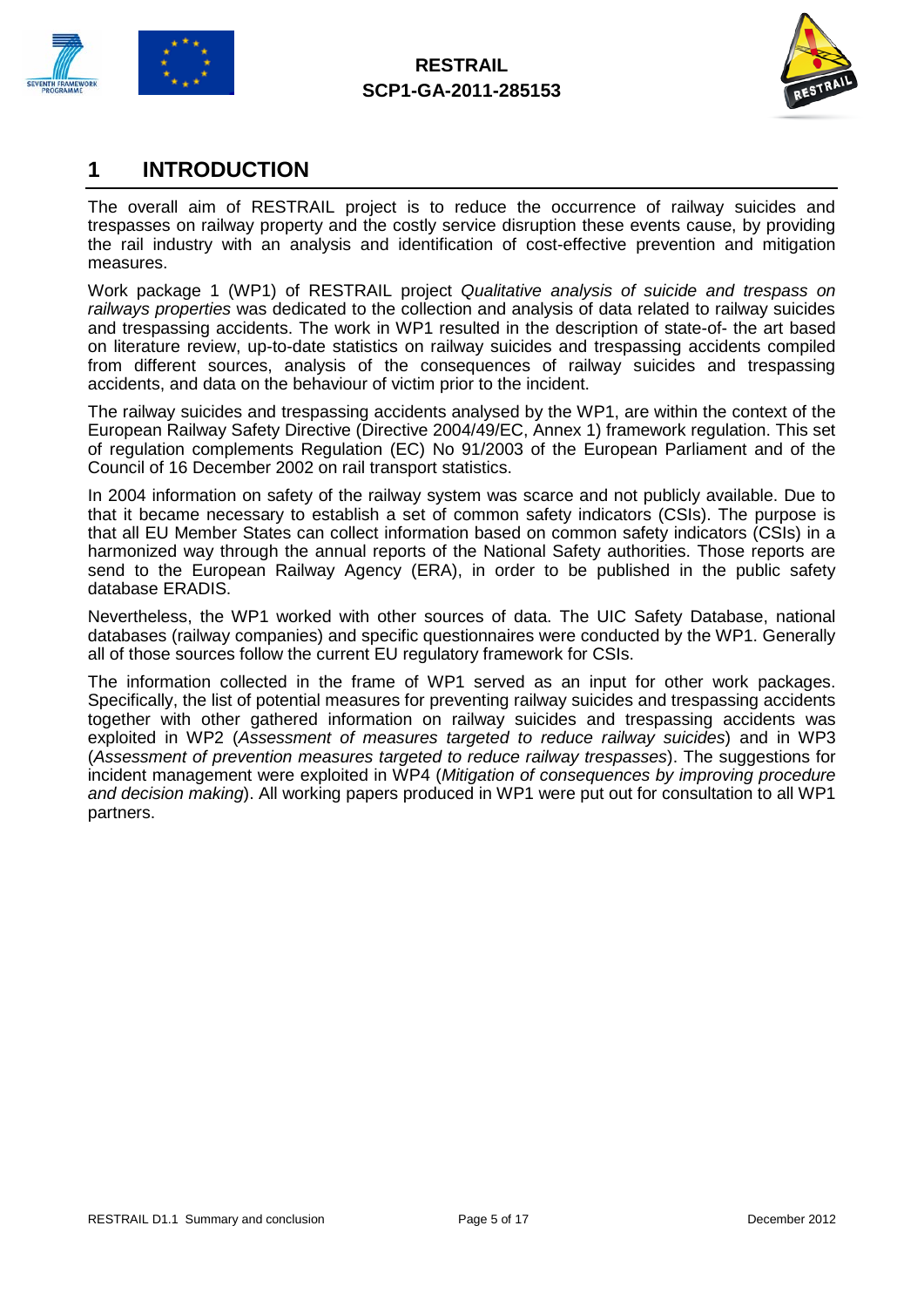# 1 INTRODUCTION

The overall aim of RESTRAIL project is to reduce the occurrence of railway suicides and trespasses on railway property and the costly service disruption these events cause, by providing the rail industry with an analysis and identification of cost-effective prevention and mitigation measures.

Work package 1 (WP1) of RESTRAIL project *Qualitative analysis of suicide and trespass on railways properties* was dedicated to the collection and analysis of data related to railway suicides and trespassing accidents. The work in WP1 resulted in the description of state-of- the art based on literature review, up-to-date statistics on railway suicides and trespassing accidents compiled from different sources, analysis of the consequences of railway suicides and trespassing accidents, and data on the behaviour of victim prior to the incident.

The railway suicides and trespassing accidents analysed by the WP1, are within the context of the European Railway Safety Directive (Directive 2004/49/EC, Annex 1) framework regulation. This set of regulation complements Regulation (EC) No 91/2003 of the European Parliament and of the Council of 16 December 2002 on rail transport statistics.

In 2004 information on safety of the railway system was scarce and not publicly available. Due to that it became necessary to establish a set of common safety indicators (CSIs). The purpose is that all EU Member States can collect information based on common safety indicators (CSIs) in a harmonized way through the annual reports of the National Safety authorities. Those reports are send to the European Railway Agency (ERA), in order to be published in the public safety database ERADIS.

Nevertheless, the WP1 worked with other sources of data. The UIC Safety Database, national databases (railway companies) and specific questionnaires were conducted by the WP1. Generally all of those sources follow the current EU regulatory framework for CSIs.

The information collected in the frame of WP1 served as an input for other work packages. Specifically, the list of potential measures for preventing railway suicides and trespassing accidents together with other gathered information on railway suicides and trespassing accidents was exploited in WP2 (*Assessment of measures targeted to reduce railway suicides*) and in WP3 (*Assessment of prevention measures targeted to reduce railway trespasses*). The suggestions for incident management were exploited in WP4 (*Mitigation of consequences by improving procedure and decision making*). All working papers produced in WP1 were put out for consultation to all WP1 partners.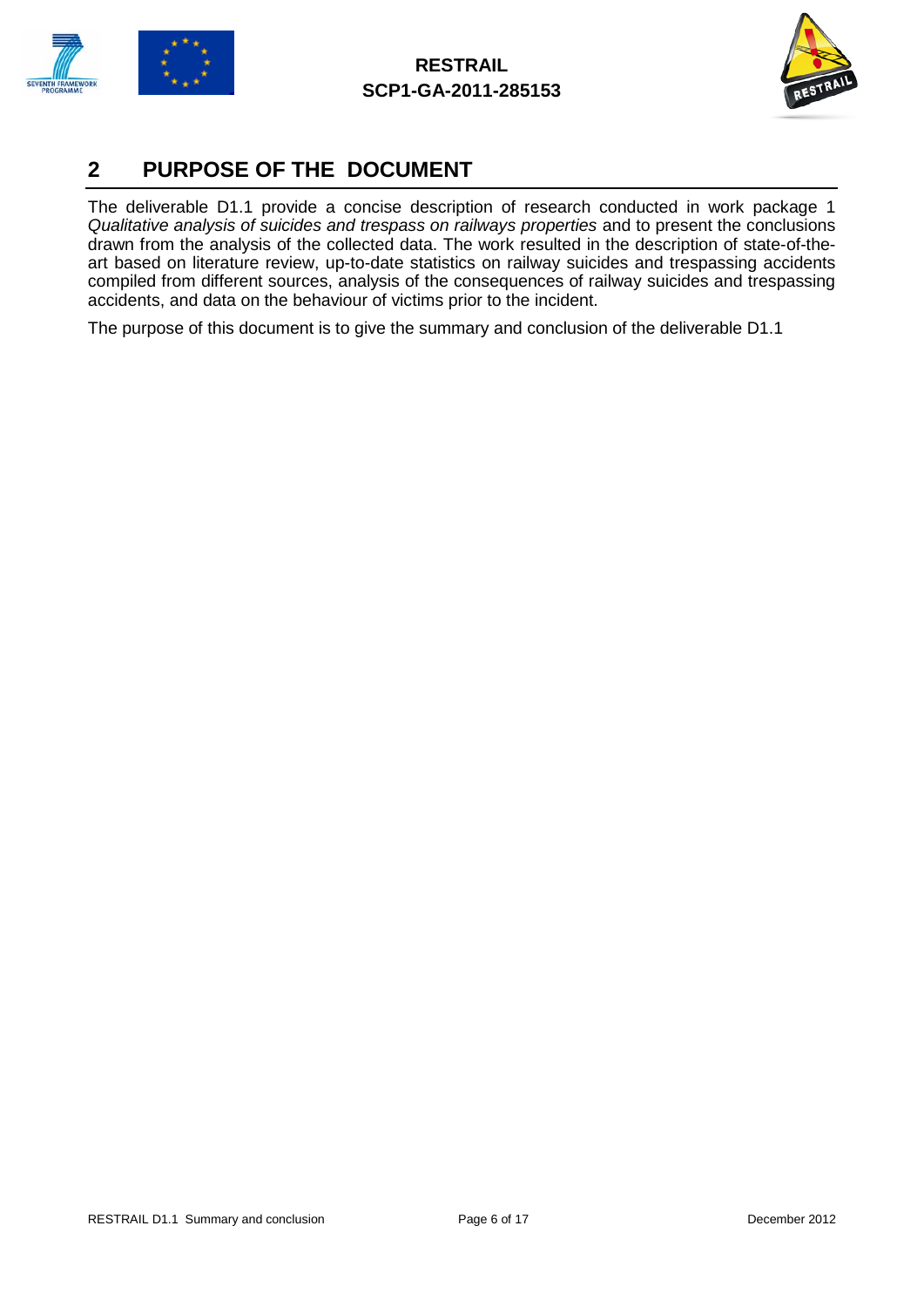# 2 PURPOSE OF THE DOCUMENT

The deliverable D1.1 provide a concise description of research conducted in work package 1 *Qualitative analysis of suicides and trespass on railways properties* and to present the conclusions drawn from the analysis of the collected data. The work resulted in the description of state-of-the-art based on literature review, up-to-date statistics on railway suicides and trespassing accidents compiled from different sources, analysis of the consequences of railway suicides and trespassing accidents, and data on the behaviour of victims prior to the incident.

The purpose of this document is to give the summary and conclusion of the deliverable D1.1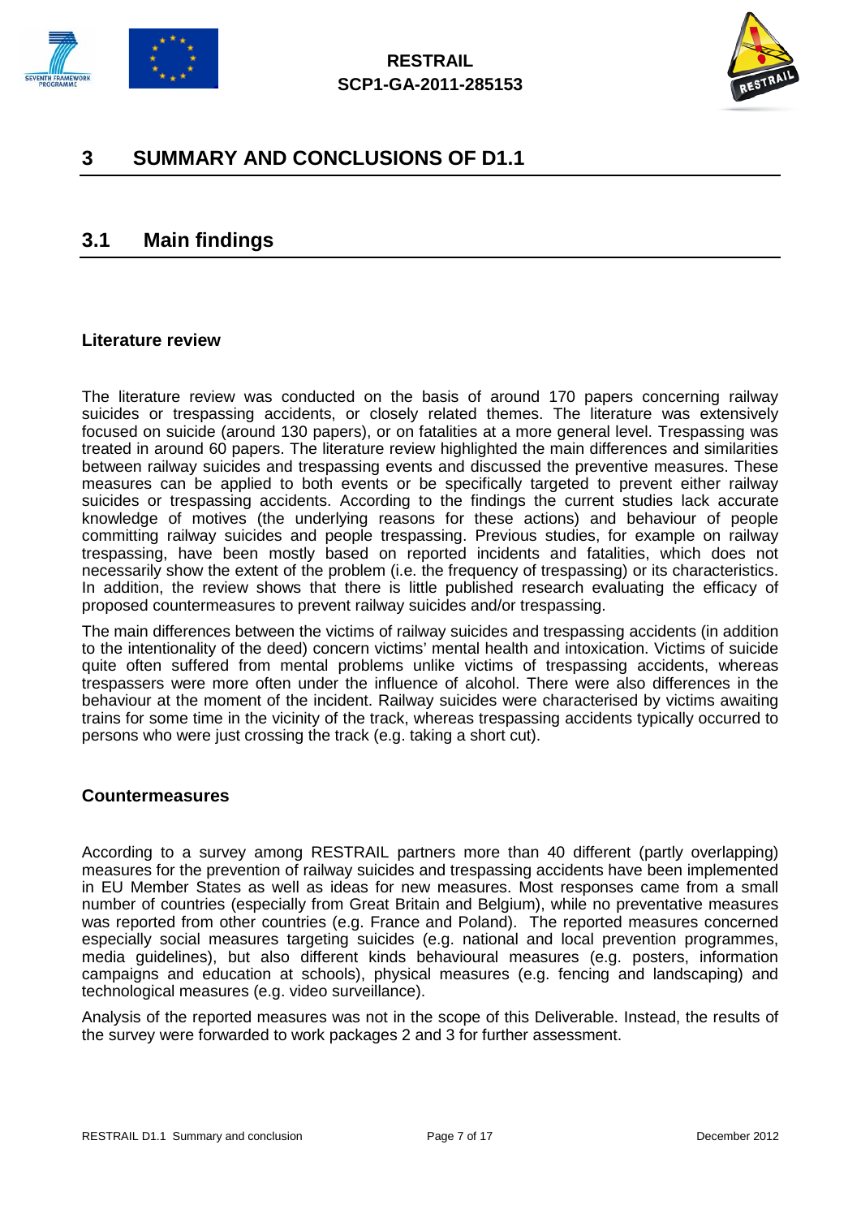# 3 SUMMARY AND CONCLUSIONS OF D1.1

## 3.1 Main findings

### Literature review

The literature review was conducted on the basis of around 170 papers concerning railway suicides or trespassing accidents, or closely related themes. The literature was extensively focused on suicide (around 130 papers), or on fatalities at a more general level. Trespassing was treated in around 60 papers. The literature review highlighted the main differences and similarities between railway suicides and trespassing events and discussed the preventive measures. These measures can be applied to both events or be specifically targeted to prevent either railway suicides or trespassing accidents. According to the findings the current studies lack accurate knowledge of motives (the underlying reasons for these actions) and behaviour of people committing railway suicides and people trespassing. Previous studies, for example on railway trespassing, have been mostly based on reported incidents and fatalities, which does not necessarily show the extent of the problem (i.e. the frequency of trespassing) or its characteristics. In addition, the review shows that there is little published research evaluating the efficacy of proposed countermeasures to prevent railway suicides and/or trespassing.

The main differences between the victims of railway suicides and trespassing accidents (in addition to the intentionality of the deed) concern victims' mental health and intoxication. Victims of suicide quite often suffered from mental problems unlike victims of trespassing accidents, whereas trespassers were more often under the influence of alcohol. There were also differences in the behaviour at the moment of the incident. Railway suicides were characterised by victims awaiting trains for some time in the vicinity of the track, whereas trespassing accidents typically occurred to persons who were just crossing the track (e.g. taking a short cut).

### Countermeasures

According to a survey among RESTRAIL partners more than 40 different (partly overlapping) measures for the prevention of railway suicides and trespassing accidents have been implemented in EU Member States as well as ideas for new measures. Most responses came from a small number of countries (especially from Great Britain and Belgium), while no preventative measures was reported from other countries (e.g. France and Poland). The reported measures concerned especially social measures targeting suicides (e.g. national and local prevention programmes, media guidelines), but also different kinds behavioural measures (e.g. posters, information campaigns and education at schools), physical measures (e.g. fencing and landscaping) and technological measures (e.g. video surveillance).

Analysis of the reported measures was not in the scope of this Deliverable. Instead, the results of the survey were forwarded to work packages 2 and 3 for further assessment.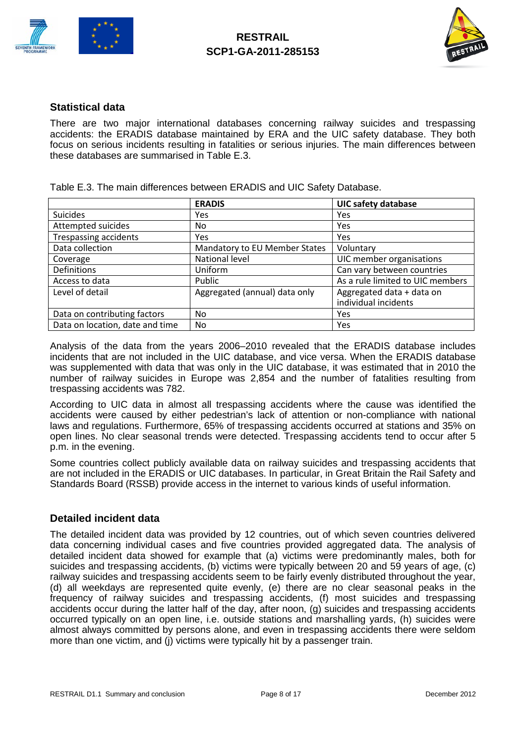## Statistical data

There are two major international databases concerning railway suicides and trespassing accidents: the ERADIS database maintained by ERA and the UIC safety database. They both focus on serious incidents resulting in fatalities or serious injuries. The main differences between these databases are summarised in Table E.3.

Table E.3. The main differences between ERADIS and UIC Safety Database.

| | ERADIS | UIC safety database |
|---|---|---|
| Suicides | Yes | Yes |
| Attempted suicides | No | Yes |
| Trespassing accidents | Yes | Yes |
| Data collection | Mandatory to EU Member States | Voluntary |
| Coverage | National level | UIC member organisations |
| Definitions | Uniform | Can vary between countries |
| Access to data | Public | As a rule limited to UIC members |
| Level of detail | Aggregated (annual) data only | Aggregated data + data on individual incidents |
| Data on contributing factors | No | Yes |
| Data on location, date and time | No | Yes |

Analysis of the data from the years 2006–2010 revealed that the ERADIS database includes incidents that are not included in the UIC database, and vice versa. When the ERADIS database was supplemented with data that was only in the UIC database, it was estimated that in 2010 the number of railway suicides in Europe was 2,854 and the number of fatalities resulting from trespassing accidents was 782.

According to UIC data in almost all trespassing accidents where the cause was identified the accidents were caused by either pedestrian's lack of attention or non-compliance with national laws and regulations. Furthermore, 65% of trespassing accidents occurred at stations and 35% on open lines. No clear seasonal trends were detected. Trespassing accidents tend to occur after 5 p.m. in the evening.

Some countries collect publicly available data on railway suicides and trespassing accidents that are not included in the ERADIS or UIC databases. In particular, in Great Britain the Rail Safety and Standards Board (RSSB) provide access in the internet to various kinds of useful information.

## Detailed incident data

The detailed incident data was provided by 12 countries, out of which seven countries delivered data concerning individual cases and five countries provided aggregated data. The analysis of detailed incident data showed for example that (a) victims were predominantly males, both for suicides and trespassing accidents, (b) victims were typically between 20 and 59 years of age, (c) railway suicides and trespassing accidents seem to be fairly evenly distributed throughout the year, (d) all weekdays are represented quite evenly, (e) there are no clear seasonal peaks in the frequency of railway suicides and trespassing accidents, (f) most suicides and trespassing accidents occur during the latter half of the day, after noon, (g) suicides and trespassing accidents occurred typically on an open line, i.e. outside stations and marshalling yards, (h) suicides were almost always committed by persons alone, and even in trespassing accidents there were seldom more than one victim, and (j) victims were typically hit by a passenger train.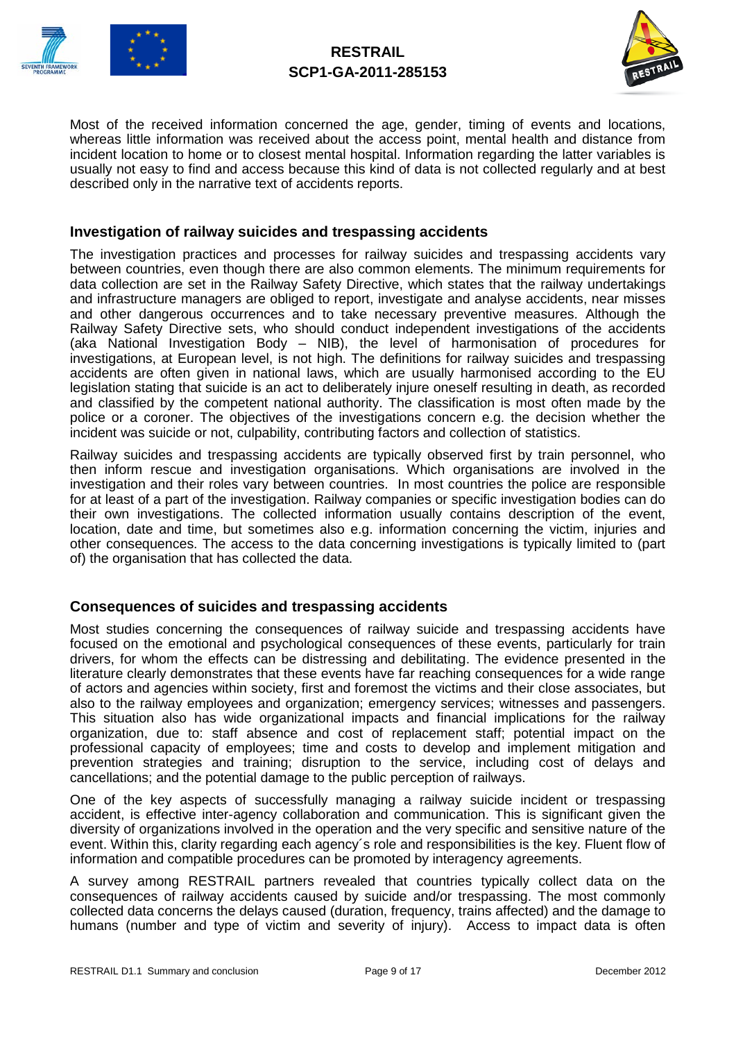Most of the received information concerned the age, gender, timing of events and locations, whereas little information was received about the access point, mental health and distance from incident location to home or to closest mental hospital. Information regarding the latter variables is usually not easy to find and access because this kind of data is not collected regularly and at best described only in the narrative text of accidents reports.

## Investigation of railway suicides and trespassing accidents

The investigation practices and processes for railway suicides and trespassing accidents vary between countries, even though there are also common elements. The minimum requirements for data collection are set in the Railway Safety Directive, which states that the railway undertakings and infrastructure managers are obliged to report, investigate and analyse accidents, near misses and other dangerous occurrences and to take necessary preventive measures. Although the Railway Safety Directive sets, who should conduct independent investigations of the accidents (aka National Investigation Body – NIB), the level of harmonisation of procedures for investigations, at European level, is not high. The definitions for railway suicides and trespassing accidents are often given in national laws, which are usually harmonised according to the EU legislation stating that suicide is an act to deliberately injure oneself resulting in death, as recorded and classified by the competent national authority. The classification is most often made by the police or a coroner. The objectives of the investigations concern e.g. the decision whether the incident was suicide or not, culpability, contributing factors and collection of statistics.

Railway suicides and trespassing accidents are typically observed first by train personnel, who then inform rescue and investigation organisations. Which organisations are involved in the investigation and their roles vary between countries. In most countries the police are responsible for at least of a part of the investigation. Railway companies or specific investigation bodies can do their own investigations. The collected information usually contains description of the event, location, date and time, but sometimes also e.g. information concerning the victim, injuries and other consequences. The access to the data concerning investigations is typically limited to (part of) the organisation that has collected the data.

## Consequences of suicides and trespassing accidents

Most studies concerning the consequences of railway suicide and trespassing accidents have focused on the emotional and psychological consequences of these events, particularly for train drivers, for whom the effects can be distressing and debilitating. The evidence presented in the literature clearly demonstrates that these events have far reaching consequences for a wide range of actors and agencies within society, first and foremost the victims and their close associates, but also to the railway employees and organization; emergency services; witnesses and passengers. This situation also has wide organizational impacts and financial implications for the railway organization, due to: staff absence and cost of replacement staff; potential impact on the professional capacity of employees; time and costs to develop and implement mitigation and prevention strategies and training; disruption to the service, including cost of delays and cancellations; and the potential damage to the public perception of railways.

One of the key aspects of successfully managing a railway suicide incident or trespassing accident, is effective inter-agency collaboration and communication. This is significant given the diversity of organizations involved in the operation and the very specific and sensitive nature of the event. Within this, clarity regarding each agency´s role and responsibilities is the key. Fluent flow of information and compatible procedures can be promoted by interagency agreements.

A survey among RESTRAIL partners revealed that countries typically collect data on the consequences of railway accidents caused by suicide and/or trespassing. The most commonly collected data concerns the delays caused (duration, frequency, trains affected) and the damage to humans (number and type of victim and severity of injury). Access to impact data is often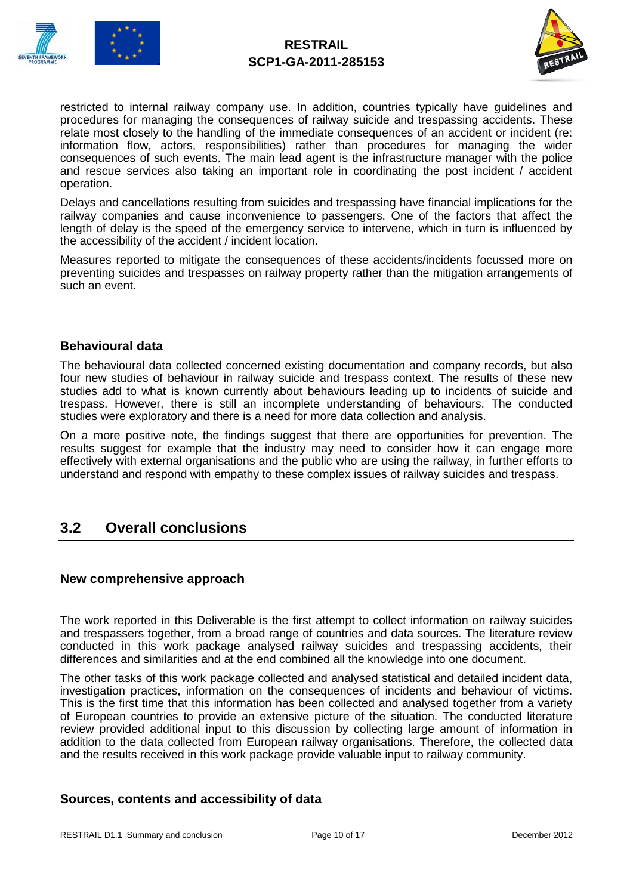restricted to internal railway company use. In addition, countries typically have guidelines and procedures for managing the consequences of railway suicide and trespassing accidents. These relate most closely to the handling of the immediate consequences of an accident or incident (re: information flow, actors, responsibilities) rather than procedures for managing the wider consequences of such events. The main lead agent is the infrastructure manager with the police and rescue services also taking an important role in coordinating the post incident / accident operation.

Delays and cancellations resulting from suicides and trespassing have financial implications for the railway companies and cause inconvenience to passengers. One of the factors that affect the length of delay is the speed of the emergency service to intervene, which in turn is influenced by the accessibility of the accident / incident location.

Measures reported to mitigate the consequences of these accidents/incidents focussed more on preventing suicides and trespasses on railway property rather than the mitigation arrangements of such an event.

### Behavioural data

The behavioural data collected concerned existing documentation and company records, but also four new studies of behaviour in railway suicide and trespass context. The results of these new studies add to what is known currently about behaviours leading up to incidents of suicide and trespass. However, there is still an incomplete understanding of behaviours. The conducted studies were exploratory and there is a need for more data collection and analysis.

On a more positive note, the findings suggest that there are opportunities for prevention. The results suggest for example that the industry may need to consider how it can engage more effectively with external organisations and the public who are using the railway, in further efforts to understand and respond with empathy to these complex issues of railway suicides and trespass.

## 3.2 Overall conclusions

### New comprehensive approach

The work reported in this Deliverable is the first attempt to collect information on railway suicides and trespassers together, from a broad range of countries and data sources. The literature review conducted in this work package analysed railway suicides and trespassing accidents, their differences and similarities and at the end combined all the knowledge into one document.

The other tasks of this work package collected and analysed statistical and detailed incident data, investigation practices, information on the consequences of incidents and behaviour of victims. This is the first time that this information has been collected and analysed together from a variety of European countries to provide an extensive picture of the situation. The conducted literature review provided additional input to this discussion by collecting large amount of information in addition to the data collected from European railway organisations. Therefore, the collected data and the results received in this work package provide valuable input to railway community.

### Sources, contents and accessibility of data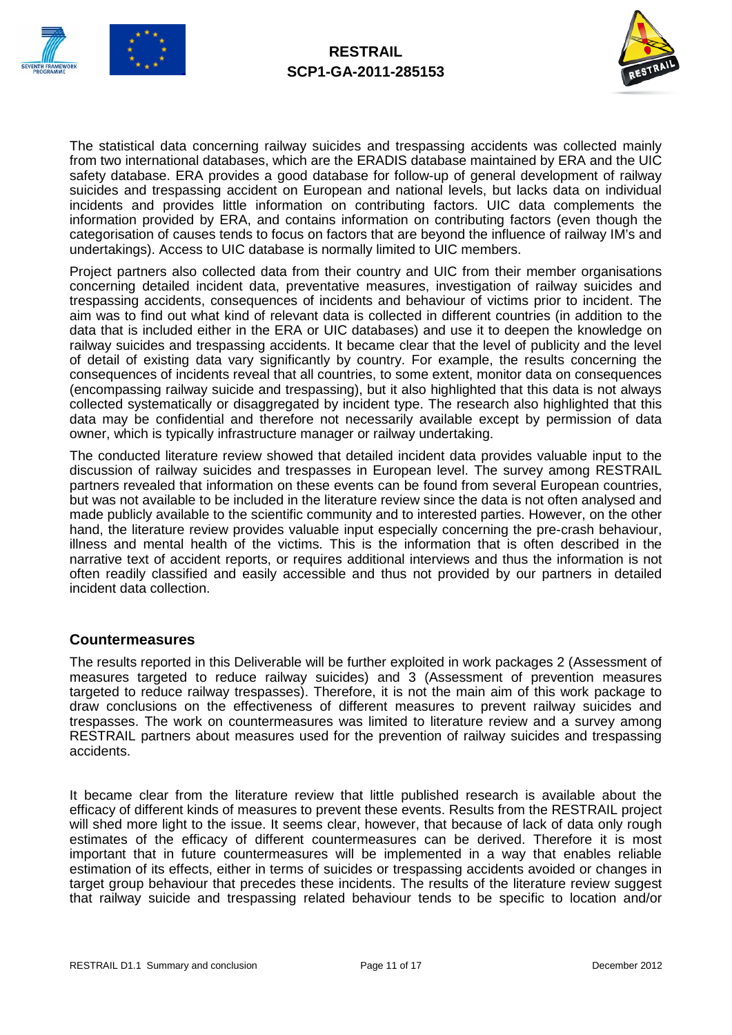The statistical data concerning railway suicides and trespassing accidents was collected mainly from two international databases, which are the ERADIS database maintained by ERA and the UIC safety database. ERA provides a good database for follow-up of general development of railway suicides and trespassing accident on European and national levels, but lacks data on individual incidents and provides little information on contributing factors. UIC data complements the information provided by ERA, and contains information on contributing factors (even though the categorisation of causes tends to focus on factors that are beyond the influence of railway IM's and undertakings). Access to UIC database is normally limited to UIC members.

Project partners also collected data from their country and UIC from their member organisations concerning detailed incident data, preventative measures, investigation of railway suicides and trespassing accidents, consequences of incidents and behaviour of victims prior to incident. The aim was to find out what kind of relevant data is collected in different countries (in addition to the data that is included either in the ERA or UIC databases) and use it to deepen the knowledge on railway suicides and trespassing accidents. It became clear that the level of publicity and the level of detail of existing data vary significantly by country. For example, the results concerning the consequences of incidents reveal that all countries, to some extent, monitor data on consequences (encompassing railway suicide and trespassing), but it also highlighted that this data is not always collected systematically or disaggregated by incident type. The research also highlighted that this data may be confidential and therefore not necessarily available except by permission of data owner, which is typically infrastructure manager or railway undertaking.

The conducted literature review showed that detailed incident data provides valuable input to the discussion of railway suicides and trespasses in European level. The survey among RESTRAIL partners revealed that information on these events can be found from several European countries, but was not available to be included in the literature review since the data is not often analysed and made publicly available to the scientific community and to interested parties. However, on the other hand, the literature review provides valuable input especially concerning the pre-crash behaviour, illness and mental health of the victims. This is the information that is often described in the narrative text of accident reports, or requires additional interviews and thus the information is not often readily classified and easily accessible and thus not provided by our partners in detailed incident data collection.

## Countermeasures

The results reported in this Deliverable will be further exploited in work packages 2 (Assessment of measures targeted to reduce railway suicides) and 3 (Assessment of prevention measures targeted to reduce railway trespasses). Therefore, it is not the main aim of this work package to draw conclusions on the effectiveness of different measures to prevent railway suicides and trespasses. The work on countermeasures was limited to literature review and a survey among RESTRAIL partners about measures used for the prevention of railway suicides and trespassing accidents.

It became clear from the literature review that little published research is available about the efficacy of different kinds of measures to prevent these events. Results from the RESTRAIL project will shed more light to the issue. It seems clear, however, that because of lack of data only rough estimates of the efficacy of different countermeasures can be derived. Therefore it is most important that in future countermeasures will be implemented in a way that enables reliable estimation of its effects, either in terms of suicides or trespassing accidents avoided or changes in target group behaviour that precedes these incidents. The results of the literature review suggest that railway suicide and trespassing related behaviour tends to be specific to location and/or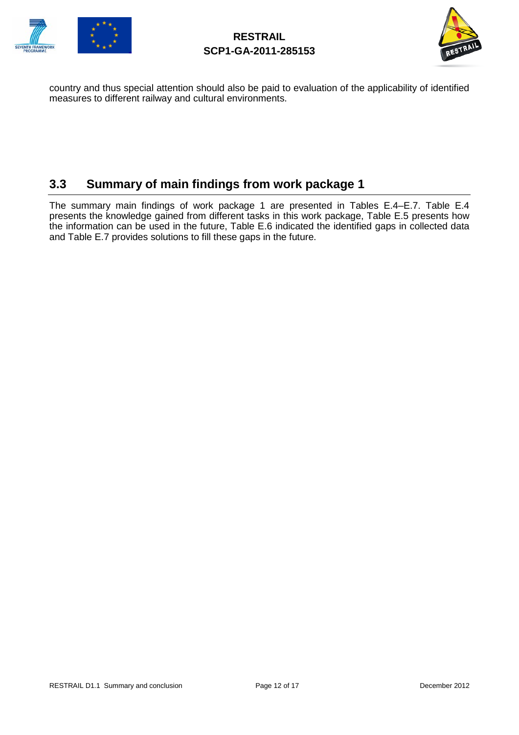country and thus special attention should also be paid to evaluation of the applicability of identified measures to different railway and cultural environments.

## 3.3 Summary of main findings from work package 1

The summary main findings of work package 1 are presented in Tables E.4–E.7. Table E.4 presents the knowledge gained from different tasks in this work package, Table E.5 presents how the information can be used in the future, Table E.6 indicated the identified gaps in collected data and Table E.7 provides solutions to fill these gaps in the future.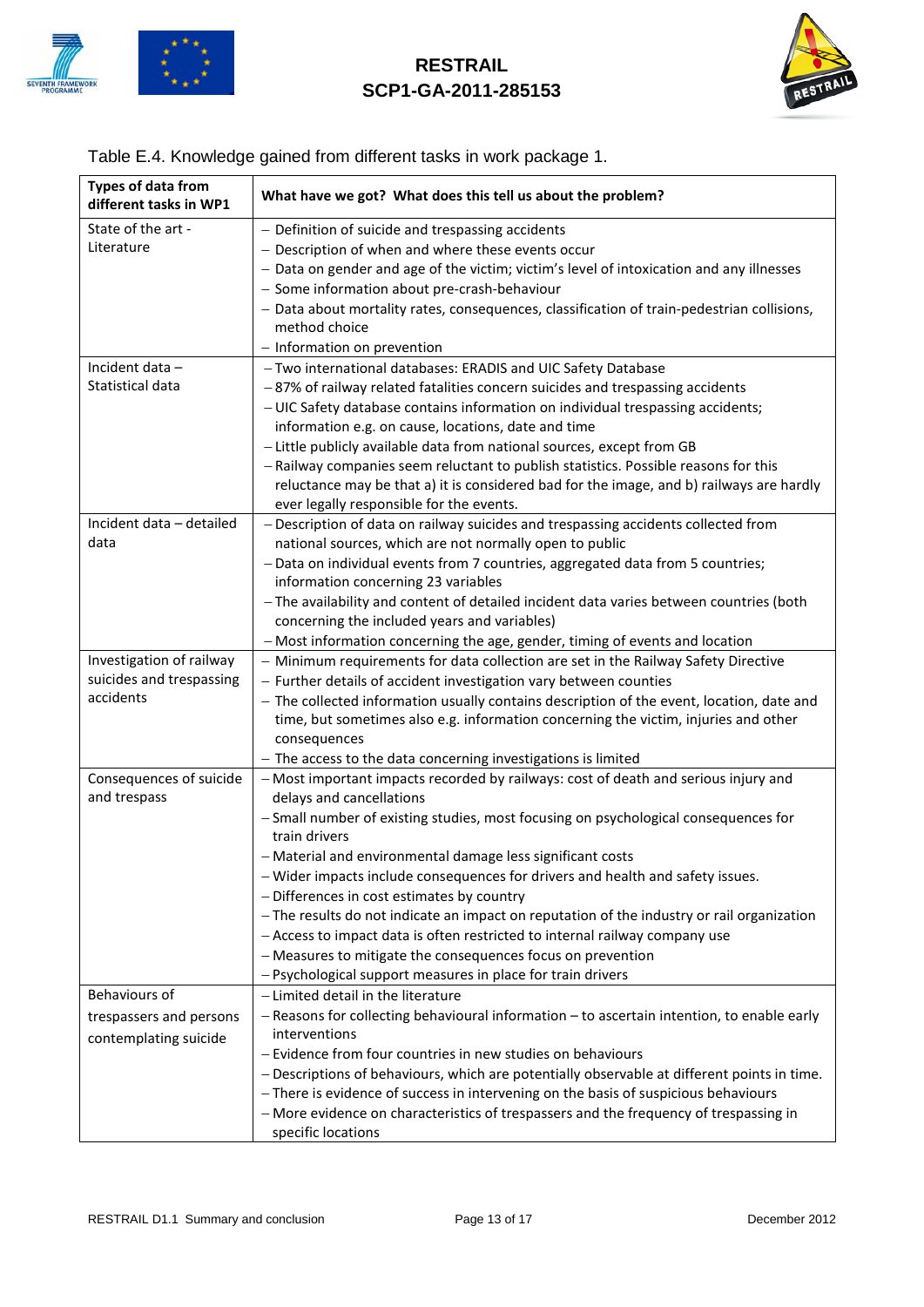Table E.4. Knowledge gained from different tasks in work package 1.

| Types of data from different tasks in WP1 | What have we got? What does this tell us about the problem? |
|---|---|
| State of the art - Literature | – Definition of suicide and trespassing accidents<br>– Description of when and where these events occur<br>– Data on gender and age of the victim; victim's level of intoxication and any illnesses<br>– Some information about pre-crash-behaviour<br>– Data about mortality rates, consequences, classification of train-pedestrian collisions, method choice<br>– Information on prevention |
| Incident data – Statistical data | – Two international databases: ERADIS and UIC Safety Database<br>– 87% of railway related fatalities concern suicides and trespassing accidents<br>– UIC Safety database contains information on individual trespassing accidents; information e.g. on cause, locations, date and time<br>– Little publicly available data from national sources, except from GB<br>– Railway companies seem reluctant to publish statistics. Possible reasons for this reluctance may be that a) it is considered bad for the image, and b) railways are hardly ever legally responsible for the events. |
| Incident data – detailed data | – Description of data on railway suicides and trespassing accidents collected from national sources, which are not normally open to public<br>– Data on individual events from 7 countries, aggregated data from 5 countries; information concerning 23 variables<br>– The availability and content of detailed incident data varies between countries (both concerning the included years and variables)<br>– Most information concerning the age, gender, timing of events and location |
| Investigation of railway suicides and trespassing accidents | – Minimum requirements for data collection are set in the Railway Safety Directive<br>– Further details of accident investigation vary between counties<br>– The collected information usually contains description of the event, location, date and time, but sometimes also e.g. information concerning the victim, injuries and other consequences<br>– The access to the data concerning investigations is limited |
| Consequences of suicide and trespass | – Most important impacts recorded by railways: cost of death and serious injury and delays and cancellations<br>– Small number of existing studies, most focusing on psychological consequences for train drivers<br>– Material and environmental damage less significant costs<br>– Wider impacts include consequences for drivers and health and safety issues.<br>– Differences in cost estimates by country<br>– The results do not indicate an impact on reputation of the industry or rail organization<br>– Access to impact data is often restricted to internal railway company use<br>– Measures to mitigate the consequences focus on prevention<br>– Psychological support measures in place for train drivers |
| Behaviours of trespassers and persons contemplating suicide | – Limited detail in the literature<br>– Reasons for collecting behavioural information – to ascertain intention, to enable early interventions<br>– Evidence from four countries in new studies on behaviours<br>– Descriptions of behaviours, which are potentially observable at different points in time.<br>– There is evidence of success in intervening on the basis of suspicious behaviours<br>– More evidence on characteristics of trespassers and the frequency of trespassing in specific locations |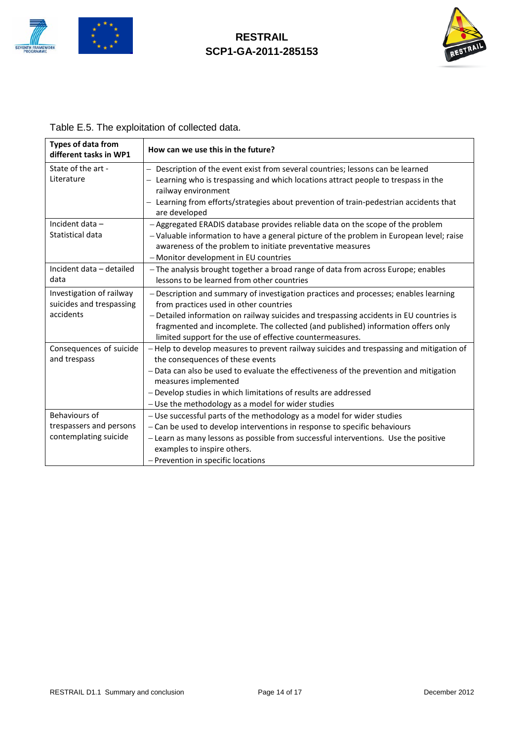Table E.5. The exploitation of collected data.

| Types of data from different tasks in WP1 | How can we use this in the future? |
|---|---|
| State of the art - Literature | – Description of the event exist from several countries; lessons can be learned<br>– Learning who is trespassing and which locations attract people to trespass in the railway environment<br>– Learning from efforts/strategies about prevention of train-pedestrian accidents that are developed |
| Incident data – Statistical data | – Aggregated ERADIS database provides reliable data on the scope of the problem<br>– Valuable information to have a general picture of the problem in European level; raise awareness of the problem to initiate preventative measures<br>– Monitor development in EU countries |
| Incident data – detailed data | – The analysis brought together a broad range of data from across Europe; enables lessons to be learned from other countries |
| Investigation of railway suicides and trespassing accidents | – Description and summary of investigation practices and processes; enables learning from practices used in other countries<br>– Detailed information on railway suicides and trespassing accidents in EU countries is fragmented and incomplete. The collected (and published) information offers only limited support for the use of effective countermeasures. |
| Consequences of suicide and trespass | – Help to develop measures to prevent railway suicides and trespassing and mitigation of the consequences of these events<br>– Data can also be used to evaluate the effectiveness of the prevention and mitigation measures implemented<br>– Develop studies in which limitations of results are addressed<br>– Use the methodology as a model for wider studies |
| Behaviours of trespassers and persons contemplating suicide | – Use successful parts of the methodology as a model for wider studies<br>– Can be used to develop interventions in response to specific behaviours<br>– Learn as many lessons as possible from successful interventions. Use the positive examples to inspire others.<br>– Prevention in specific locations |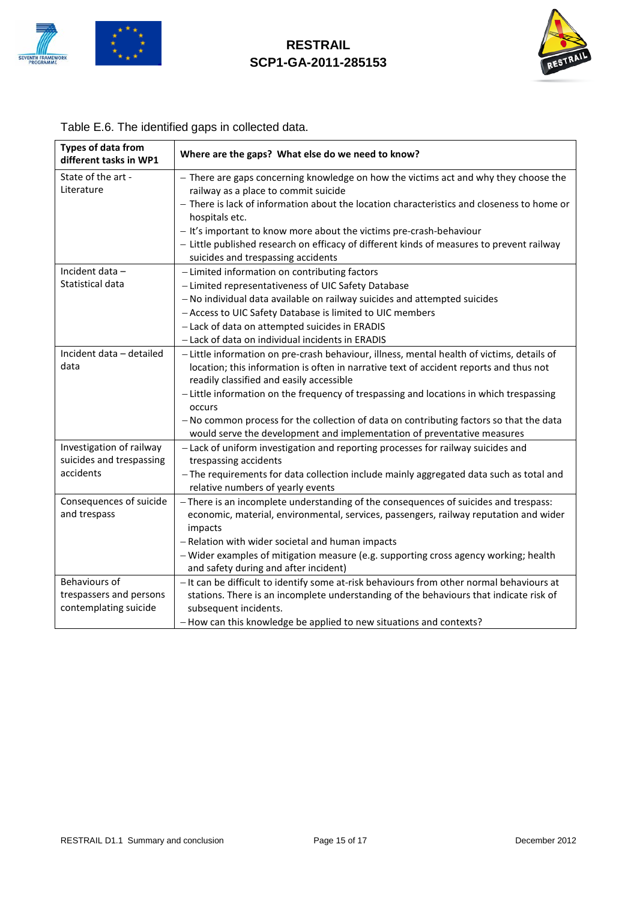Table E.6. The identified gaps in collected data.

| Types of data from different tasks in WP1 | Where are the gaps? What else do we need to know? |
|---|---|
| State of the art - Literature | – There are gaps concerning knowledge on how the victims act and why they choose the railway as a place to commit suicide<br>– There is lack of information about the location characteristics and closeness to home or hospitals etc.<br>– It's important to know more about the victims pre-crash-behaviour<br>– Little published research on efficacy of different kinds of measures to prevent railway suicides and trespassing accidents |
| Incident data – Statistical data | – Limited information on contributing factors<br>– Limited representativeness of UIC Safety Database<br>– No individual data available on railway suicides and attempted suicides<br>– Access to UIC Safety Database is limited to UIC members<br>– Lack of data on attempted suicides in ERADIS<br>– Lack of data on individual incidents in ERADIS |
| Incident data – detailed data | – Little information on pre-crash behaviour, illness, mental health of victims, details of location; this information is often in narrative text of accident reports and thus not readily classified and easily accessible<br>– Little information on the frequency of trespassing and locations in which trespassing occurs<br>– No common process for the collection of data on contributing factors so that the data would serve the development and implementation of preventative measures |
| Investigation of railway suicides and trespassing accidents | – Lack of uniform investigation and reporting processes for railway suicides and trespassing accidents<br>– The requirements for data collection include mainly aggregated data such as total and relative numbers of yearly events |
| Consequences of suicide and trespass | – There is an incomplete understanding of the consequences of suicides and trespass: economic, material, environmental, services, passengers, railway reputation and wider impacts<br>– Relation with wider societal and human impacts<br>– Wider examples of mitigation measure (e.g. supporting cross agency working; health and safety during and after incident) |
| Behaviours of trespassers and persons contemplating suicide | – It can be difficult to identify some at-risk behaviours from other normal behaviours at stations. There is an incomplete understanding of the behaviours that indicate risk of subsequent incidents.<br>– How can this knowledge be applied to new situations and contexts? |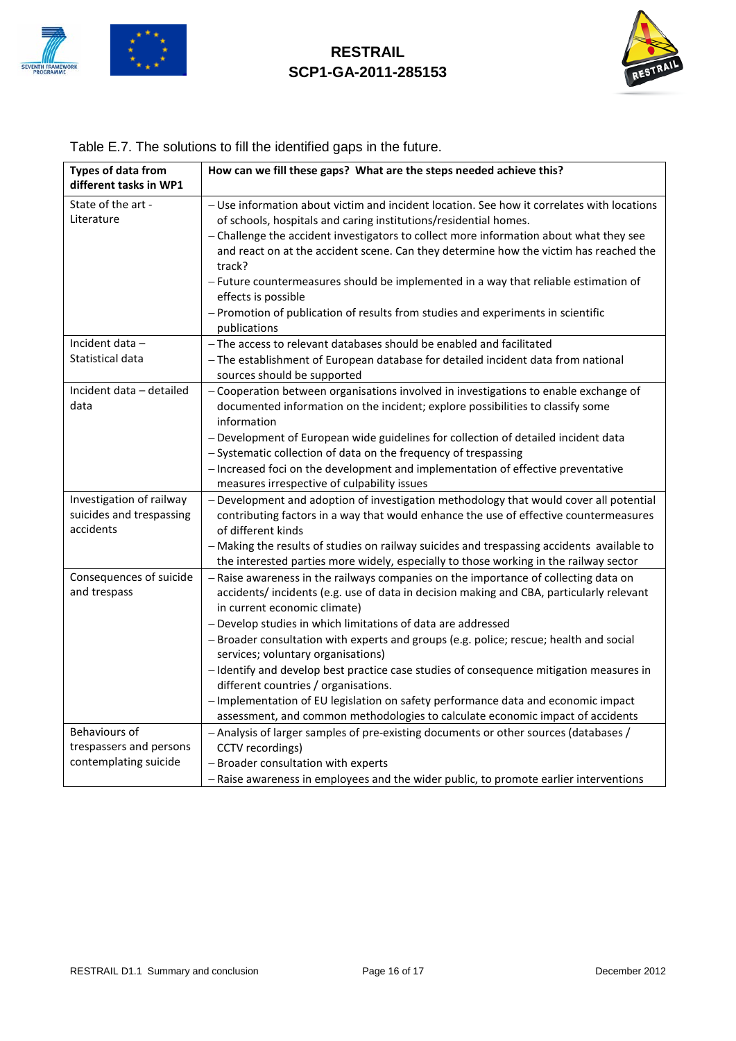Table E.7. The solutions to fill the identified gaps in the future.

| Types of data from different tasks in WP1 | How can we fill these gaps? What are the steps needed achieve this? |
|---|---|
| State of the art - Literature | – Use information about victim and incident location. See how it correlates with locations of schools, hospitals and caring institutions/residential homes.<br>– Challenge the accident investigators to collect more information about what they see and react on at the accident scene. Can they determine how the victim has reached the track?<br>– Future countermeasures should be implemented in a way that reliable estimation of effects is possible<br>– Promotion of publication of results from studies and experiments in scientific publications |
| Incident data – Statistical data | – The access to relevant databases should be enabled and facilitated<br>– The establishment of European database for detailed incident data from national sources should be supported |
| Incident data – detailed data | – Cooperation between organisations involved in investigations to enable exchange of documented information on the incident; explore possibilities to classify some information<br>– Development of European wide guidelines for collection of detailed incident data<br>– Systematic collection of data on the frequency of trespassing<br>– Increased foci on the development and implementation of effective preventative measures irrespective of culpability issues |
| Investigation of railway suicides and trespassing accidents | – Development and adoption of investigation methodology that would cover all potential contributing factors in a way that would enhance the use of effective countermeasures of different kinds<br>– Making the results of studies on railway suicides and trespassing accidents available to the interested parties more widely, especially to those working in the railway sector |
| Consequences of suicide and trespass | – Raise awareness in the railways companies on the importance of collecting data on accidents/ incidents (e.g. use of data in decision making and CBA, particularly relevant in current economic climate)<br>– Develop studies in which limitations of data are addressed<br>– Broader consultation with experts and groups (e.g. police; rescue; health and social services; voluntary organisations)<br>– Identify and develop best practice case studies of consequence mitigation measures in different countries / organisations.<br>– Implementation of EU legislation on safety performance data and economic impact assessment, and common methodologies to calculate economic impact of accidents |
| Behaviours of trespassers and persons contemplating suicide | – Analysis of larger samples of pre-existing documents or other sources (databases / CCTV recordings)<br>– Broader consultation with experts<br>– Raise awareness in employees and the wider public, to promote earlier interventions |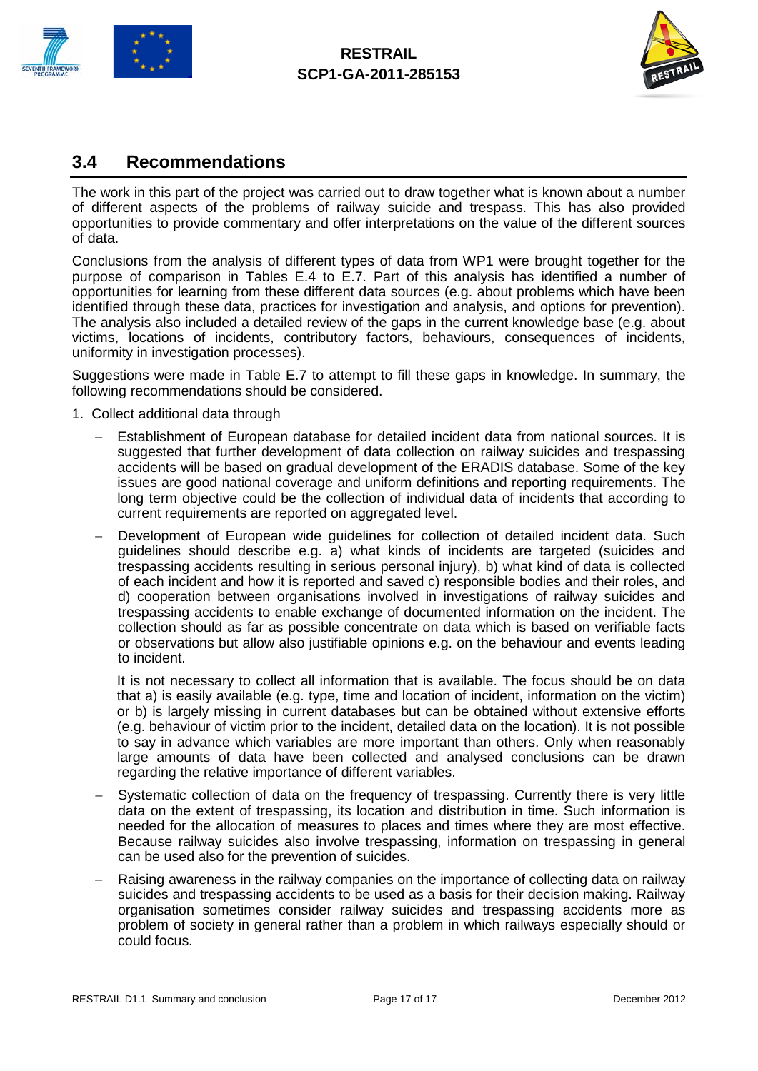## 3.4 Recommendations

The work in this part of the project was carried out to draw together what is known about a number of different aspects of the problems of railway suicide and trespass. This has also provided opportunities to provide commentary and offer interpretations on the value of the different sources of data.

Conclusions from the analysis of different types of data from WP1 were brought together for the purpose of comparison in Tables E.4 to E.7. Part of this analysis has identified a number of opportunities for learning from these different data sources (e.g. about problems which have been identified through these data, practices for investigation and analysis, and options for prevention). The analysis also included a detailed review of the gaps in the current knowledge base (e.g. about victims, locations of incidents, contributory factors, behaviours, consequences of incidents, uniformity in investigation processes).

Suggestions were made in Table E.7 to attempt to fill these gaps in knowledge. In summary, the following recommendations should be considered.

1. Collect additional data through

   - Establishment of European database for detailed incident data from national sources. It is suggested that further development of data collection on railway suicides and trespassing accidents will be based on gradual development of the ERADIS database. Some of the key issues are good national coverage and uniform definitions and reporting requirements. The long term objective could be the collection of individual data of incidents that according to current requirements are reported on aggregated level.
   - Development of European wide guidelines for collection of detailed incident data. Such guidelines should describe e.g. a) what kinds of incidents are targeted (suicides and trespassing accidents resulting in serious personal injury), b) what kind of data is collected of each incident and how it is reported and saved c) responsible bodies and their roles, and d) cooperation between organisations involved in investigations of railway suicides and trespassing accidents to enable exchange of documented information on the incident. The collection should as far as possible concentrate on data which is based on verifiable facts or observations but allow also justifiable opinions e.g. on the behaviour and events leading to incident.

     It is not necessary to collect all information that is available. The focus should be on data that a) is easily available (e.g. type, time and location of incident, information on the victim) or b) is largely missing in current databases but can be obtained without extensive efforts (e.g. behaviour of victim prior to the incident, detailed data on the location). It is not possible to say in advance which variables are more important than others. Only when reasonably large amounts of data have been collected and analysed conclusions can be drawn regarding the relative importance of different variables.
   - Systematic collection of data on the frequency of trespassing. Currently there is very little data on the extent of trespassing, its location and distribution in time. Such information is needed for the allocation of measures to places and times where they are most effective. Because railway suicides also involve trespassing, information on trespassing in general can be used also for the prevention of suicides.
   - Raising awareness in the railway companies on the importance of collecting data on railway suicides and trespassing accidents to be used as a basis for their decision making. Railway organisation sometimes consider railway suicides and trespassing accidents more as problem of society in general rather than a problem in which railways especially should or could focus.